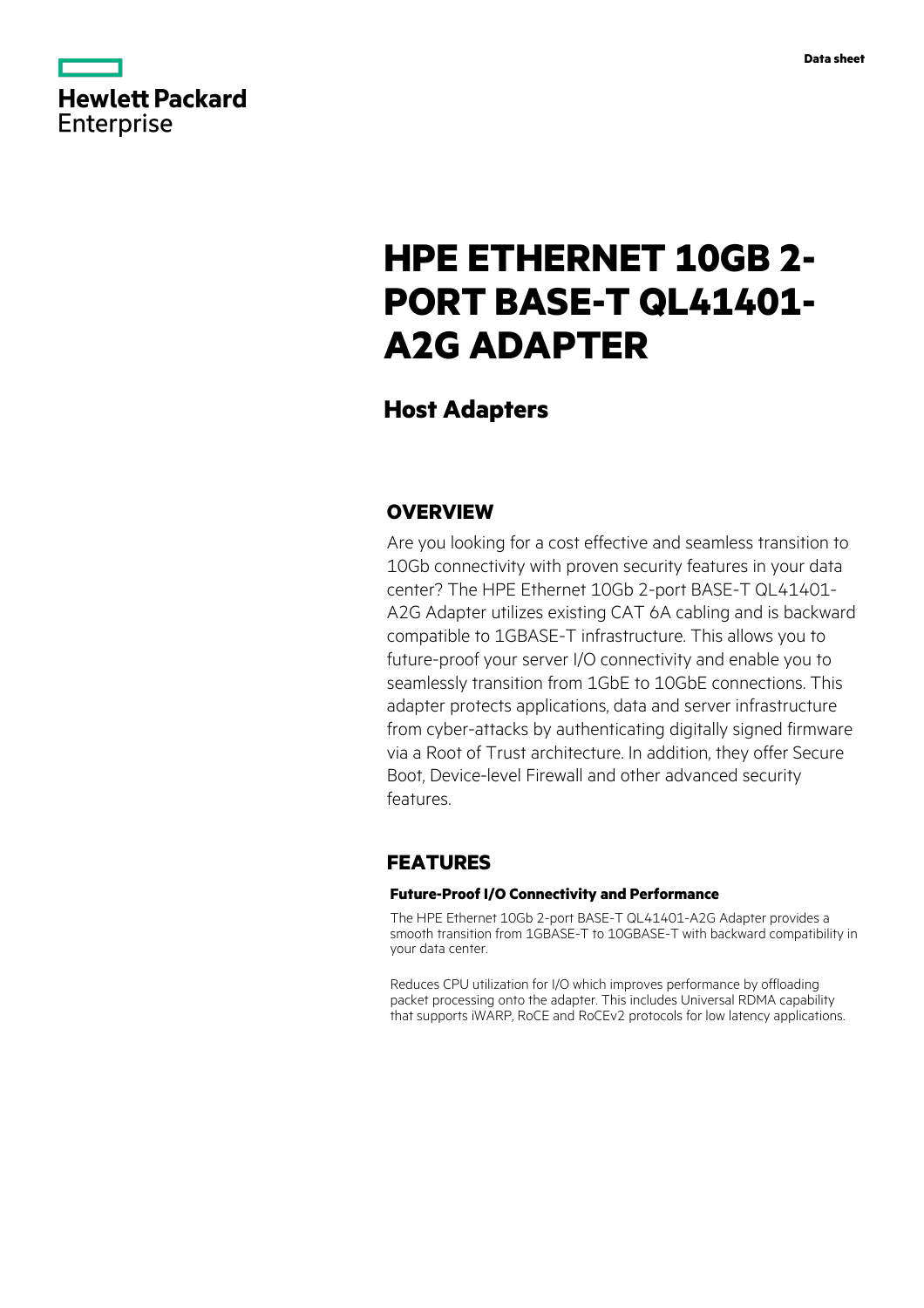Hewlett Packard Enterprise

Data sheet

# HPE ETHERNET 10GB 2-PORT BASE-T QL41401-A2G ADAPTER

## Host Adapters

## OVERVIEW

Are you looking for a cost effective and seamless transition to 10Gb connectivity with proven security features in your data center? The HPE Ethernet 10Gb 2-port BASE-T QL41401-A2G Adapter utilizes existing CAT 6A cabling and is backward compatible to 1GBASE-T infrastructure. This allows you to future-proof your server I/O connectivity and enable you to seamlessly transition from 1GbE to 10GbE connections. This adapter protects applications, data and server infrastructure from cyber-attacks by authenticating digitally signed firmware via a Root of Trust architecture. In addition, they offer Secure Boot, Device-level Firewall and other advanced security features.

## FEATURES

### Future-Proof I/O Connectivity and Performance

The HPE Ethernet 10Gb 2-port BASE-T QL41401-A2G Adapter provides a smooth transition from 1GBASE-T to 10GBASE-T with backward compatibility in your data center.

Reduces CPU utilization for I/O which improves performance by offloading packet processing onto the adapter. This includes Universal RDMA capability that supports iWARP, RoCE and RoCEv2 protocols for low latency applications.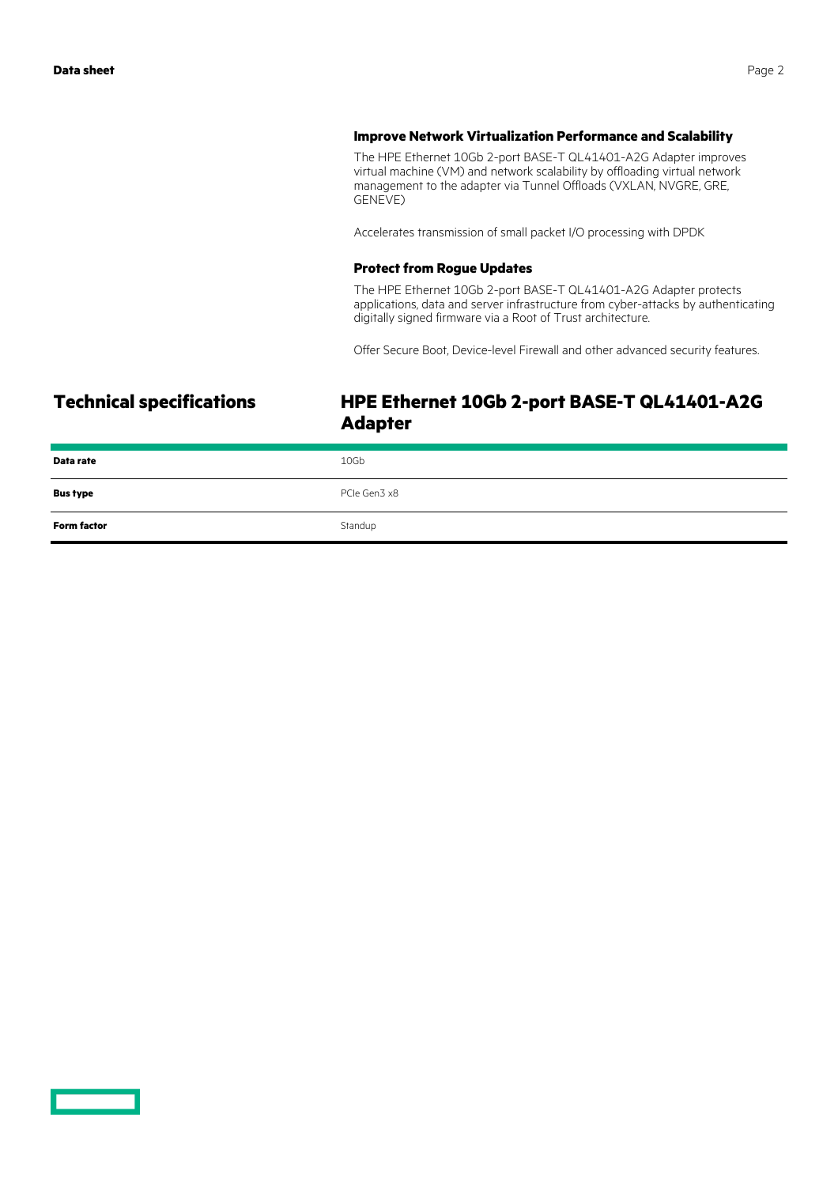### Improve Network Virtualization Performance and Scalability

The HPE Ethernet 10Gb 2-port BASE-T QL41401-A2G Adapter improves virtual machine (VM) and network scalability by offloading virtual network management to the adapter via Tunnel Offloads (VXLAN, NVGRE, GRE, GENEVE)

Accelerates transmission of small packet I/O processing with DPDK

### Protect from Rogue Updates

The HPE Ethernet 10Gb 2-port BASE-T QL41401-A2G Adapter protects applications, data and server infrastructure from cyber-attacks by authenticating digitally signed firmware via a Root of Trust architecture.

Offer Secure Boot, Device-level Firewall and other advanced security features.

## Technical specifications

## HPE Ethernet 10Gb 2-port BASE-T QL41401-A2G Adapter

| | |
|---|---|
| **Data rate** | 10Gb |
| **Bus type** | PCIe Gen3 x8 |
| **Form factor** | Standup |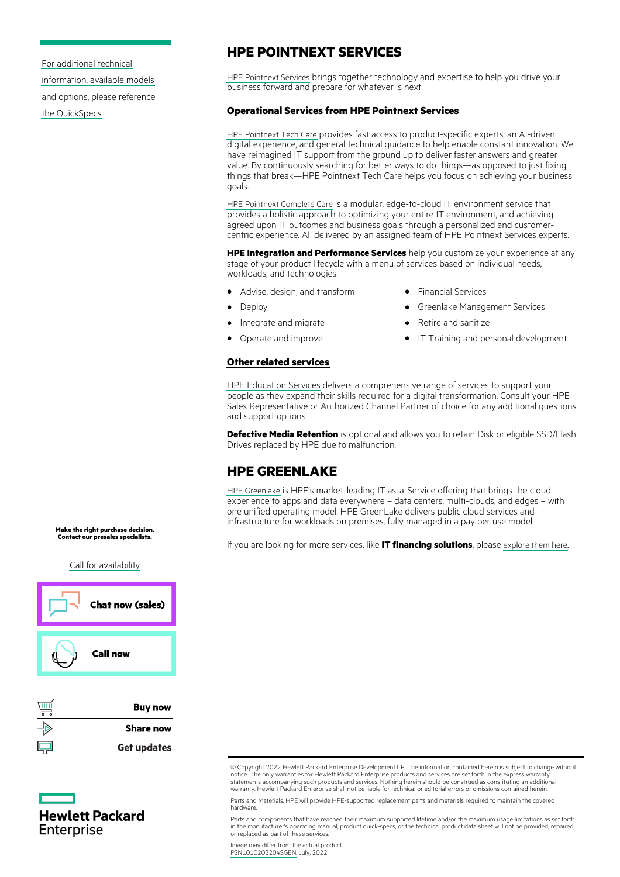For additional technical information, available models and options, please reference the QuickSpecs

# HPE POINTNEXT SERVICES

HPE Pointnext Services brings together technology and expertise to help you drive your business forward and prepare for whatever is next.

### Operational Services from HPE Pointnext Services

HPE Pointnext Tech Care provides fast access to product-specific experts, an AI-driven digital experience, and general technical guidance to help enable constant innovation. We have reimagined IT support from the ground up to deliver faster answers and greater value. By continuously searching for better ways to do things—as opposed to just fixing things that break—HPE Pointnext Tech Care helps you focus on achieving your business goals.

HPE Pointnext Complete Care is a modular, edge-to-cloud IT environment service that provides a holistic approach to optimizing your entire IT environment, and achieving agreed upon IT outcomes and business goals through a personalized and customer-centric experience. All delivered by an assigned team of HPE Pointnext Services experts.

**HPE Integration and Performance Services** help you customize your experience at any stage of your product lifecycle with a menu of services based on individual needs, workloads, and technologies.

- Advise, design, and transform
- Deploy
- Integrate and migrate
- Operate and improve
- Financial Services
- Greenlake Management Services
- Retire and sanitize
- IT Training and personal development

### Other related services

HPE Education Services delivers a comprehensive range of services to support your people as they expand their skills required for a digital transformation. Consult your HPE Sales Representative or Authorized Channel Partner of choice for any additional questions and support options.

**Defective Media Retention** is optional and allows you to retain Disk or eligible SSD/Flash Drives replaced by HPE due to malfunction.

# HPE GREENLAKE

HPE Greenlake is HPE's market-leading IT as-a-Service offering that brings the cloud experience to apps and data everywhere – data centers, multi-clouds, and edges – with one unified operating model. HPE GreenLake delivers public cloud services and infrastructure for workloads on premises, fully managed in a pay per use model.

If you are looking for more services, like **IT financing solutions**, please explore them here.

**Make the right purchase decision. Contact our presales specialists.**

Call for availability

**Chat now (sales)**

**Call now**

**Buy now**

**Share now**

**Get updates**

Hewlett Packard Enterprise

© Copyright 2022 Hewlett Packard Enterprise Development LP. The information contained herein is subject to change without notice. The only warranties for Hewlett Packard Enterprise products and services are set forth in the express warranty statements accompanying such products and services. Nothing herein should be construed as constituting an additional warranty. Hewlett Packard Enterprise shall not be liable for technical or editorial errors or omissions contained herein.

Parts and Materials: HPE will provide HPE-supported replacement parts and materials required to maintain the covered hardware.

Parts and components that have reached their maximum supported lifetime and/or the maximum usage limitations as set forth in the manufacturer's operating manual, product quick-specs, or the technical product data sheet will not be provided, repaired, or replaced as part of these services.

Image may differ from the actual product
PSN1010203204SGEN, July, 2022.